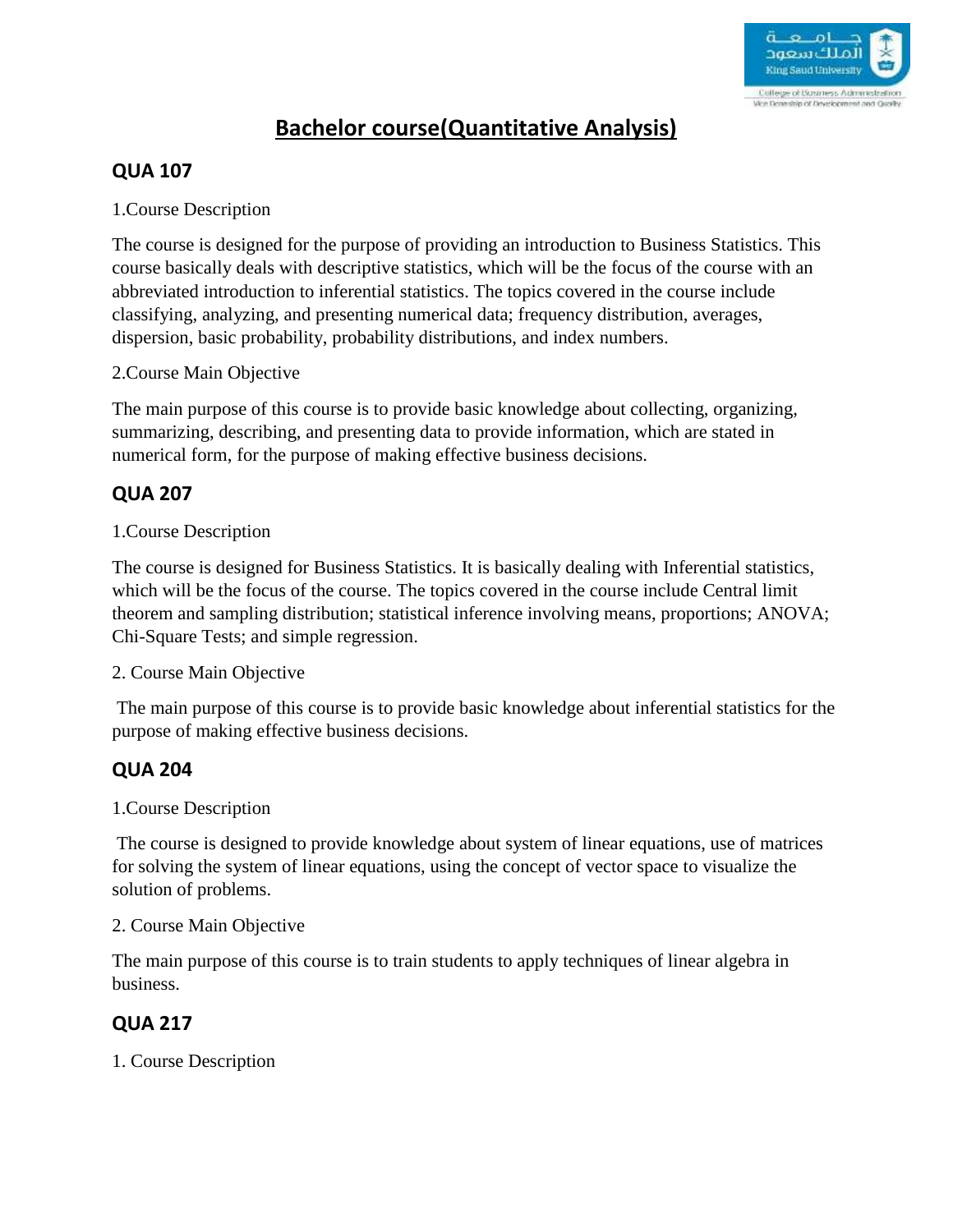# Bachelor course(Quantitative Analysis)

## QUA 107

1.Course Description

The course is designed for the purpose of providing an introduction to Business Statistics. This course basically deals with descriptive statistics, which will be the focus of the course with an abbreviated introduction to inferential statistics. The topics covered in the course include classifying, analyzing, and presenting numerical data; frequency distribution, averages, dispersion, basic probability, probability distributions, and index numbers.

2.Course Main Objective

The main purpose of this course is to provide basic knowledge about collecting, organizing, summarizing, describing, and presenting data to provide information, which are stated in numerical form, for the purpose of making effective business decisions.

## QUA 207

1.Course Description

The course is designed for Business Statistics. It is basically dealing with Inferential statistics, which will be the focus of the course. The topics covered in the course include Central limit theorem and sampling distribution; statistical inference involving means, proportions; ANOVA; Chi-Square Tests; and simple regression.

2. Course Main Objective

The main purpose of this course is to provide basic knowledge about inferential statistics for the purpose of making effective business decisions.

## QUA 204

1.Course Description

The course is designed to provide knowledge about system of linear equations, use of matrices for solving the system of linear equations, using the concept of vector space to visualize the solution of problems.

2. Course Main Objective

The main purpose of this course is to train students to apply techniques of linear algebra in business.

## QUA 217

1. Course Description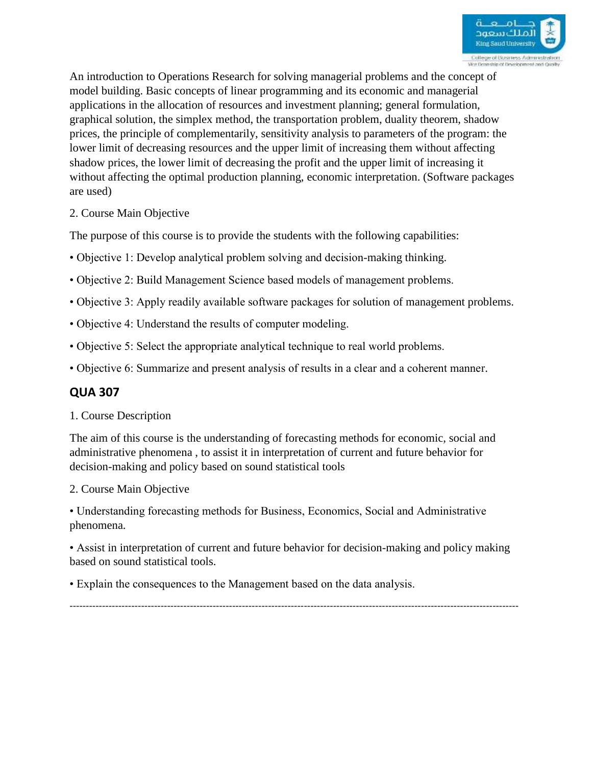An introduction to Operations Research for solving managerial problems and the concept of model building. Basic concepts of linear programming and its economic and managerial applications in the allocation of resources and investment planning; general formulation, graphical solution, the simplex method, the transportation problem, duality theorem, shadow prices, the principle of complementarily, sensitivity analysis to parameters of the program: the lower limit of decreasing resources and the upper limit of increasing them without affecting shadow prices, the lower limit of decreasing the profit and the upper limit of increasing it without affecting the optimal production planning, economic interpretation. (Software packages are used)

2. Course Main Objective

The purpose of this course is to provide the students with the following capabilities:

- Objective 1: Develop analytical problem solving and decision-making thinking.
- Objective 2: Build Management Science based models of management problems.
- Objective 3: Apply readily available software packages for solution of management problems.
- Objective 4: Understand the results of computer modeling.
- Objective 5: Select the appropriate analytical technique to real world problems.
- Objective 6: Summarize and present analysis of results in a clear and a coherent manner.

## QUA 307

1. Course Description

The aim of this course is the understanding of forecasting methods for economic, social and administrative phenomena , to assist it in interpretation of current and future behavior for decision-making and policy based on sound statistical tools

2. Course Main Objective

- Understanding forecasting methods for Business, Economics, Social and Administrative phenomena.
- Assist in interpretation of current and future behavior for decision-making and policy making based on sound statistical tools.
- Explain the consequences to the Management based on the data analysis.

---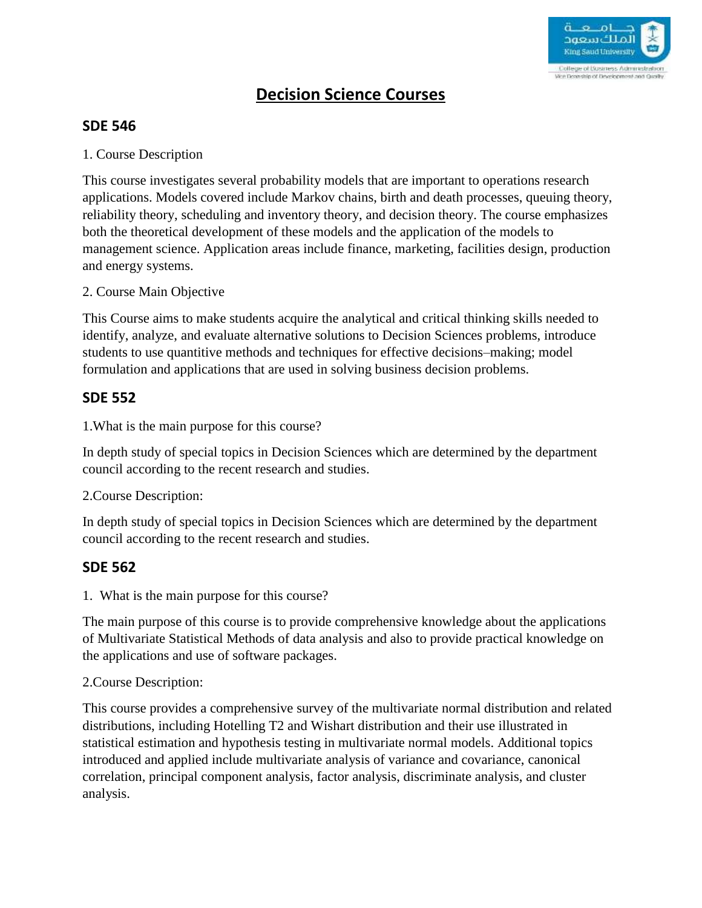# Decision Science Courses

## SDE 546

1. Course Description

This course investigates several probability models that are important to operations research applications. Models covered include Markov chains, birth and death processes, queuing theory, reliability theory, scheduling and inventory theory, and decision theory. The course emphasizes both the theoretical development of these models and the application of the models to management science. Application areas include finance, marketing, facilities design, production and energy systems.

2. Course Main Objective

This Course aims to make students acquire the analytical and critical thinking skills needed to identify, analyze, and evaluate alternative solutions to Decision Sciences problems, introduce students to use quantitive methods and techniques for effective decisions–making; model formulation and applications that are used in solving business decision problems.

## SDE 552

1.What is the main purpose for this course?

In depth study of special topics in Decision Sciences which are determined by the department council according to the recent research and studies.

2.Course Description:

In depth study of special topics in Decision Sciences which are determined by the department council according to the recent research and studies.

## SDE 562

1. What is the main purpose for this course?

The main purpose of this course is to provide comprehensive knowledge about the applications of Multivariate Statistical Methods of data analysis and also to provide practical knowledge on the applications and use of software packages.

2.Course Description:

This course provides a comprehensive survey of the multivariate normal distribution and related distributions, including Hotelling T2 and Wishart distribution and their use illustrated in statistical estimation and hypothesis testing in multivariate normal models. Additional topics introduced and applied include multivariate analysis of variance and covariance, canonical correlation, principal component analysis, factor analysis, discriminate analysis, and cluster analysis.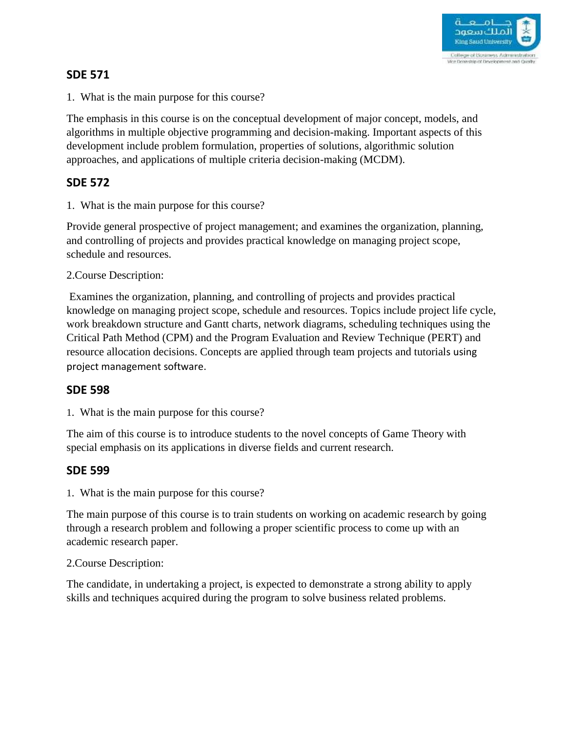## SDE 571

1. What is the main purpose for this course?

The emphasis in this course is on the conceptual development of major concept, models, and algorithms in multiple objective programming and decision-making. Important aspects of this development include problem formulation, properties of solutions, algorithmic solution approaches, and applications of multiple criteria decision-making (MCDM).

## SDE 572

1. What is the main purpose for this course?

Provide general prospective of project management; and examines the organization, planning, and controlling of projects and provides practical knowledge on managing project scope, schedule and resources.

2.Course Description:

Examines the organization, planning, and controlling of projects and provides practical knowledge on managing project scope, schedule and resources. Topics include project life cycle, work breakdown structure and Gantt charts, network diagrams, scheduling techniques using the Critical Path Method (CPM) and the Program Evaluation and Review Technique (PERT) and resource allocation decisions. Concepts are applied through team projects and tutorials using project management software.

## SDE 598

1. What is the main purpose for this course?

The aim of this course is to introduce students to the novel concepts of Game Theory with special emphasis on its applications in diverse fields and current research.

## SDE 599

1. What is the main purpose for this course?

The main purpose of this course is to train students on working on academic research by going through a research problem and following a proper scientific process to come up with an academic research paper.

2.Course Description:

The candidate, in undertaking a project, is expected to demonstrate a strong ability to apply skills and techniques acquired during the program to solve business related problems.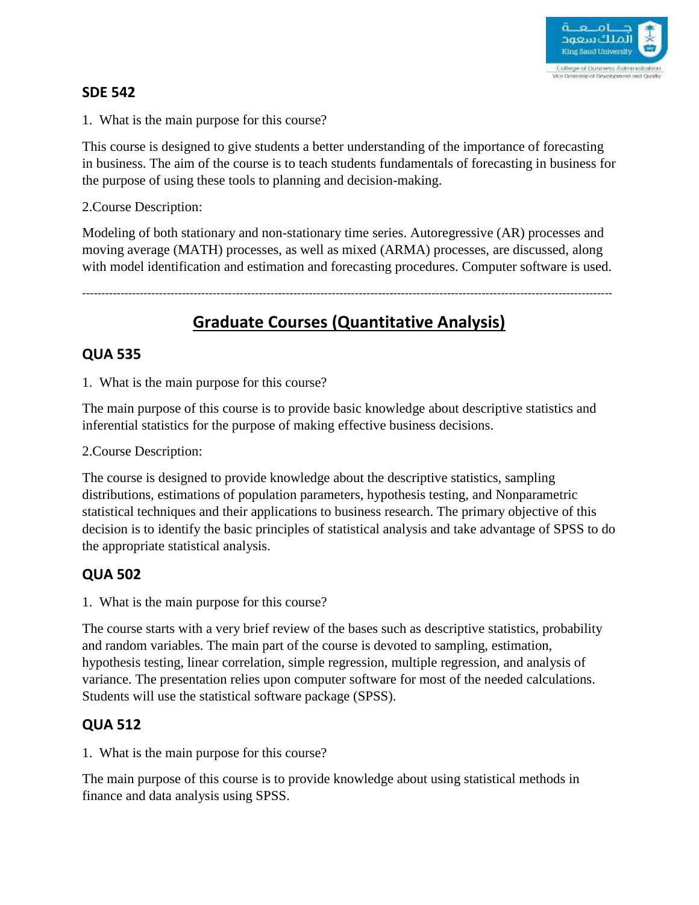## SDE 542

1. What is the main purpose for this course?

This course is designed to give students a better understanding of the importance of forecasting in business. The aim of the course is to teach students fundamentals of forecasting in business for the purpose of using these tools to planning and decision-making.

2.Course Description:

Modeling of both stationary and non-stationary time series. Autoregressive (AR) processes and moving average (MATH) processes, as well as mixed (ARMA) processes, are discussed, along with model identification and estimation and forecasting procedures. Computer software is used.

---

# Graduate Courses (Quantitative Analysis)

## QUA 535

1. What is the main purpose for this course?

The main purpose of this course is to provide basic knowledge about descriptive statistics and inferential statistics for the purpose of making effective business decisions.

2.Course Description:

The course is designed to provide knowledge about the descriptive statistics, sampling distributions, estimations of population parameters, hypothesis testing, and Nonparametric statistical techniques and their applications to business research. The primary objective of this decision is to identify the basic principles of statistical analysis and take advantage of SPSS to do the appropriate statistical analysis.

## QUA 502

1. What is the main purpose for this course?

The course starts with a very brief review of the bases such as descriptive statistics, probability and random variables. The main part of the course is devoted to sampling, estimation, hypothesis testing, linear correlation, simple regression, multiple regression, and analysis of variance. The presentation relies upon computer software for most of the needed calculations. Students will use the statistical software package (SPSS).

## QUA 512

1. What is the main purpose for this course?

The main purpose of this course is to provide knowledge about using statistical methods in finance and data analysis using SPSS.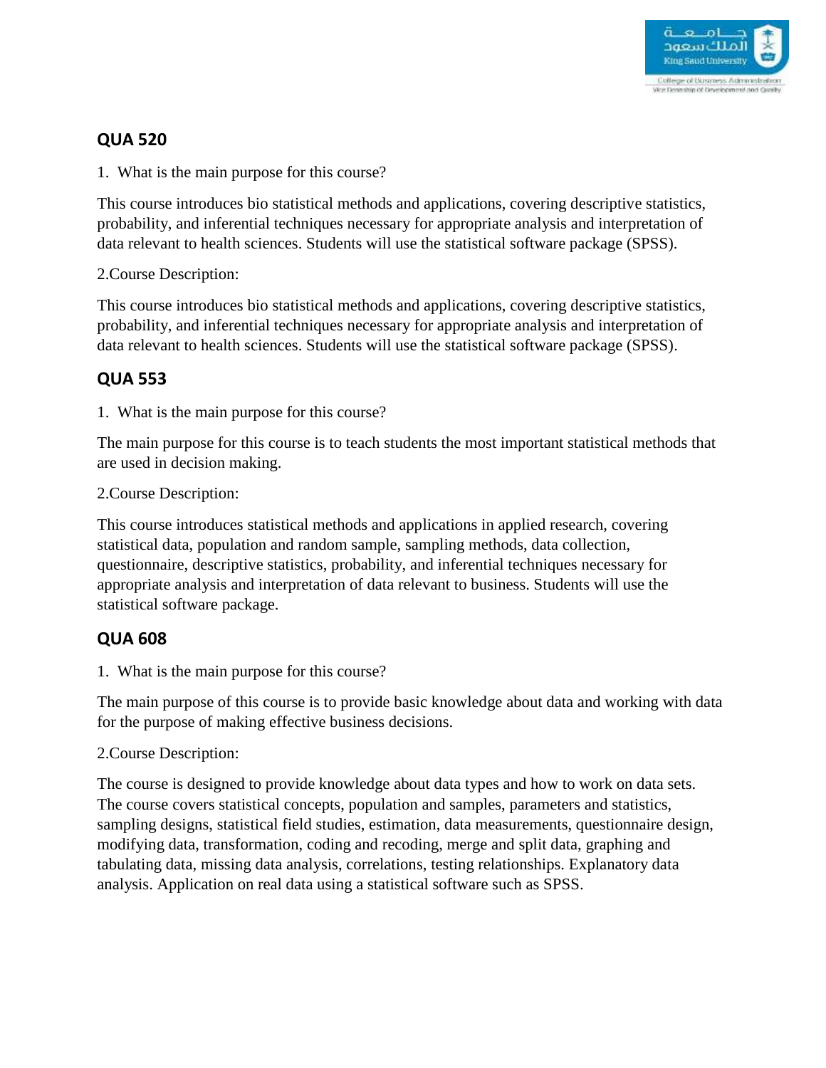## QUA 520

1. What is the main purpose for this course?

This course introduces bio statistical methods and applications, covering descriptive statistics, probability, and inferential techniques necessary for appropriate analysis and interpretation of data relevant to health sciences. Students will use the statistical software package (SPSS).

2.Course Description:

This course introduces bio statistical methods and applications, covering descriptive statistics, probability, and inferential techniques necessary for appropriate analysis and interpretation of data relevant to health sciences. Students will use the statistical software package (SPSS).

## QUA 553

1. What is the main purpose for this course?

The main purpose for this course is to teach students the most important statistical methods that are used in decision making.

2.Course Description:

This course introduces statistical methods and applications in applied research, covering statistical data, population and random sample, sampling methods, data collection, questionnaire, descriptive statistics, probability, and inferential techniques necessary for appropriate analysis and interpretation of data relevant to business. Students will use the statistical software package.

## QUA 608

1. What is the main purpose for this course?

The main purpose of this course is to provide basic knowledge about data and working with data for the purpose of making effective business decisions.

2.Course Description:

The course is designed to provide knowledge about data types and how to work on data sets. The course covers statistical concepts, population and samples, parameters and statistics, sampling designs, statistical field studies, estimation, data measurements, questionnaire design, modifying data, transformation, coding and recoding, merge and split data, graphing and tabulating data, missing data analysis, correlations, testing relationships. Explanatory data analysis. Application on real data using a statistical software such as SPSS.